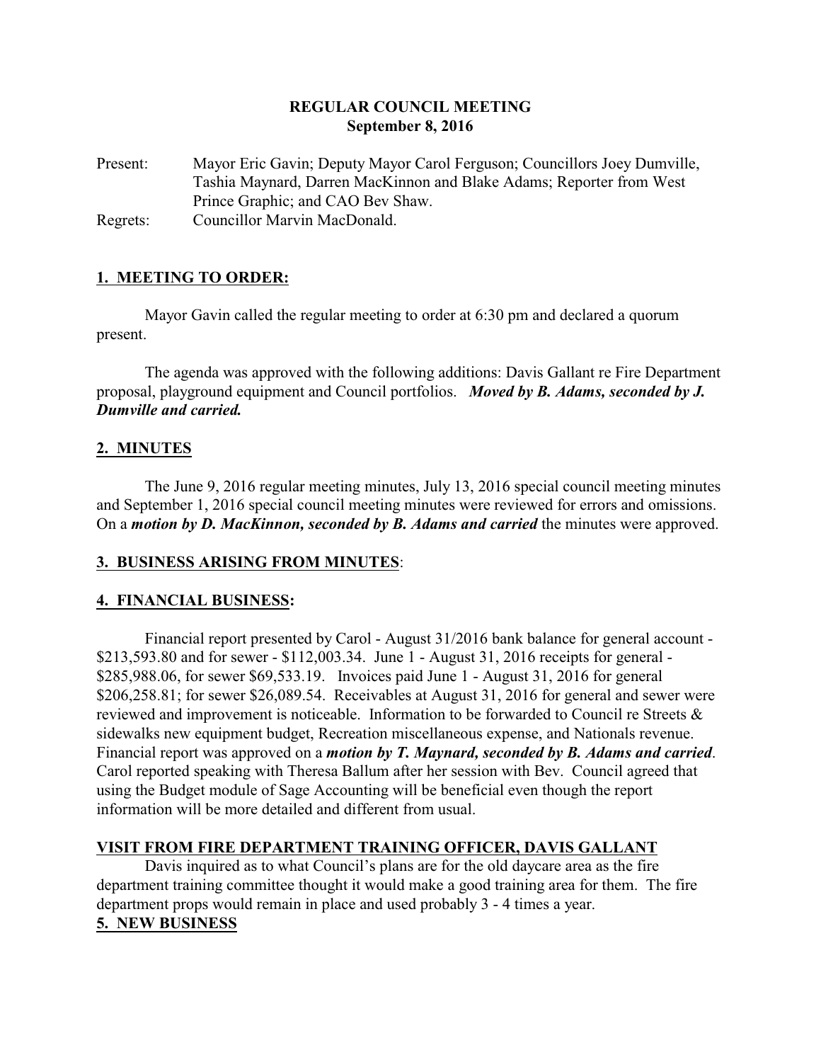# REGULAR COUNCIL MEETING
## September 8, 2016

Present: Mayor Eric Gavin; Deputy Mayor Carol Ferguson; Councillors Joey Dumville, Tashia Maynard, Darren MacKinnon and Blake Adams; Reporter from West Prince Graphic; and CAO Bev Shaw.

Regrets: Councillor Marvin MacDonald.

## 1. MEETING TO ORDER:

Mayor Gavin called the regular meeting to order at 6:30 pm and declared a quorum present.

The agenda was approved with the following additions: Davis Gallant re Fire Department proposal, playground equipment and Council portfolios. ***Moved by B. Adams, seconded by J. Dumville and carried.***

## 2. MINUTES

The June 9, 2016 regular meeting minutes, July 13, 2016 special council meeting minutes and September 1, 2016 special council meeting minutes were reviewed for errors and omissions. On a ***motion by D. MacKinnon, seconded by B. Adams and carried*** the minutes were approved.

## 3. BUSINESS ARISING FROM MINUTES:

## 4. FINANCIAL BUSINESS:

Financial report presented by Carol - August 31/2016 bank balance for general account - $213,593.80 and for sewer - $112,003.34. June 1 - August 31, 2016 receipts for general - $285,988.06, for sewer $69,533.19. Invoices paid June 1 - August 31, 2016 for general $206,258.81; for sewer $26,089.54. Receivables at August 31, 2016 for general and sewer were reviewed and improvement is noticeable. Information to be forwarded to Council re Streets & sidewalks new equipment budget, Recreation miscellaneous expense, and Nationals revenue. Financial report was approved on a ***motion by T. Maynard, seconded by B. Adams and carried***. Carol reported speaking with Theresa Ballum after her session with Bev. Council agreed that using the Budget module of Sage Accounting will be beneficial even though the report information will be more detailed and different from usual.

## VISIT FROM FIRE DEPARTMENT TRAINING OFFICER, DAVIS GALLANT

Davis inquired as to what Council's plans are for the old daycare area as the fire department training committee thought it would make a good training area for them. The fire department props would remain in place and used probably 3 - 4 times a year.

## 5. NEW BUSINESS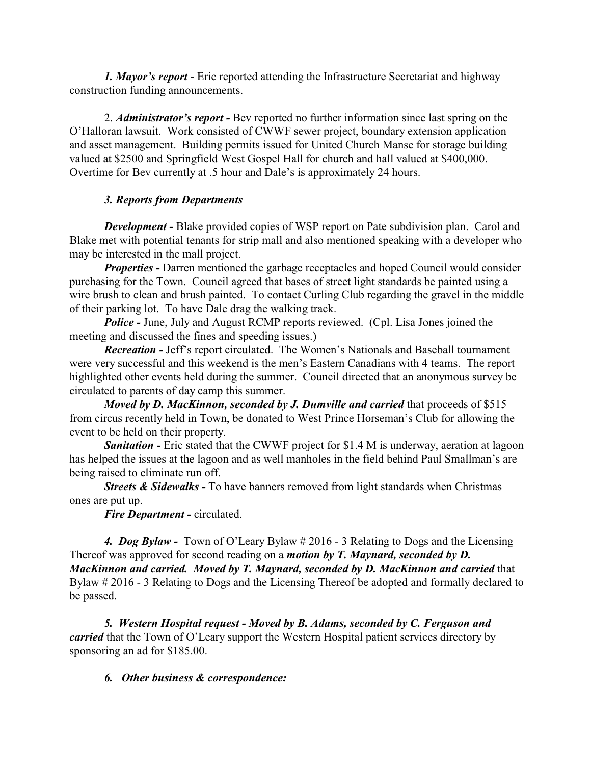***1. Mayor's report*** - Eric reported attending the Infrastructure Secretariat and highway construction funding announcements.

2. ***Administrator's report -*** Bev reported no further information since last spring on the O'Halloran lawsuit. Work consisted of CWWF sewer project, boundary extension application and asset management. Building permits issued for United Church Manse for storage building valued at $2500 and Springfield West Gospel Hall for church and hall valued at $400,000. Overtime for Bev currently at .5 hour and Dale's is approximately 24 hours.

***3. Reports from Departments***

***Development -*** Blake provided copies of WSP report on Pate subdivision plan. Carol and Blake met with potential tenants for strip mall and also mentioned speaking with a developer who may be interested in the mall project.

***Properties -*** Darren mentioned the garbage receptacles and hoped Council would consider purchasing for the Town. Council agreed that bases of street light standards be painted using a wire brush to clean and brush painted. To contact Curling Club regarding the gravel in the middle of their parking lot. To have Dale drag the walking track.

***Police -*** June, July and August RCMP reports reviewed. (Cpl. Lisa Jones joined the meeting and discussed the fines and speeding issues.)

***Recreation -*** Jeff's report circulated. The Women's Nationals and Baseball tournament were very successful and this weekend is the men's Eastern Canadians with 4 teams. The report highlighted other events held during the summer. Council directed that an anonymous survey be circulated to parents of day camp this summer.

***Moved by D. MacKinnon, seconded by J. Dumville and carried*** that proceeds of $515 from circus recently held in Town, be donated to West Prince Horseman's Club for allowing the event to be held on their property.

***Sanitation -*** Eric stated that the CWWF project for $1.4 M is underway, aeration at lagoon has helped the issues at the lagoon and as well manholes in the field behind Paul Smallman's are being raised to eliminate run off.

***Streets & Sidewalks -*** To have banners removed from light standards when Christmas ones are put up.

***Fire Department -*** circulated.

***4. Dog Bylaw -*** Town of O'Leary Bylaw # 2016 - 3 Relating to Dogs and the Licensing Thereof was approved for second reading on a ***motion by T. Maynard, seconded by D. MacKinnon and carried. Moved by T. Maynard, seconded by D. MacKinnon and carried*** that Bylaw # 2016 - 3 Relating to Dogs and the Licensing Thereof be adopted and formally declared to be passed.

***5. Western Hospital request - Moved by B. Adams, seconded by C. Ferguson and carried*** that the Town of O'Leary support the Western Hospital patient services directory by sponsoring an ad for $185.00.

***6. Other business & correspondence:***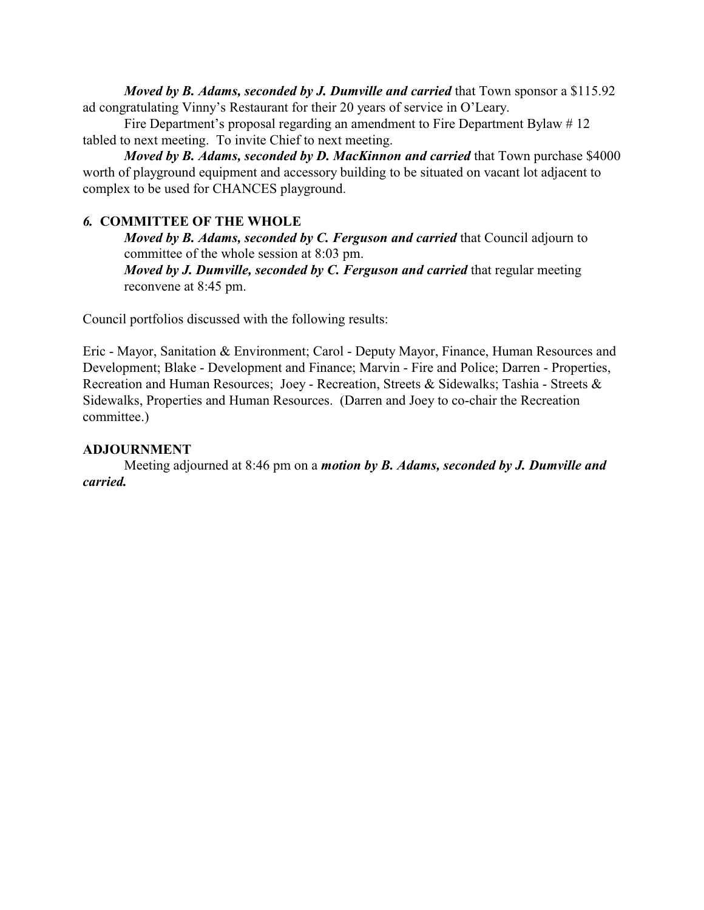***Moved by B. Adams, seconded by J. Dumville and carried*** that Town sponsor a $115.92 ad congratulating Vinny's Restaurant for their 20 years of service in O'Leary.

Fire Department's proposal regarding an amendment to Fire Department Bylaw # 12 tabled to next meeting. To invite Chief to next meeting.

***Moved by B. Adams, seconded by D. MacKinnon and carried*** that Town purchase $4000 worth of playground equipment and accessory building to be situated on vacant lot adjacent to complex to be used for CHANCES playground.

## *6.* COMMITTEE OF THE WHOLE

***Moved by B. Adams, seconded by C. Ferguson and carried*** that Council adjourn to committee of the whole session at 8:03 pm.

***Moved by J. Dumville, seconded by C. Ferguson and carried*** that regular meeting reconvene at 8:45 pm.

Council portfolios discussed with the following results:

Eric - Mayor, Sanitation & Environment; Carol - Deputy Mayor, Finance, Human Resources and Development; Blake - Development and Finance; Marvin - Fire and Police; Darren - Properties, Recreation and Human Resources; Joey - Recreation, Streets & Sidewalks; Tashia - Streets & Sidewalks, Properties and Human Resources. (Darren and Joey to co-chair the Recreation committee.)

## ADJOURNMENT

Meeting adjourned at 8:46 pm on a ***motion by B. Adams, seconded by J. Dumville and carried.***